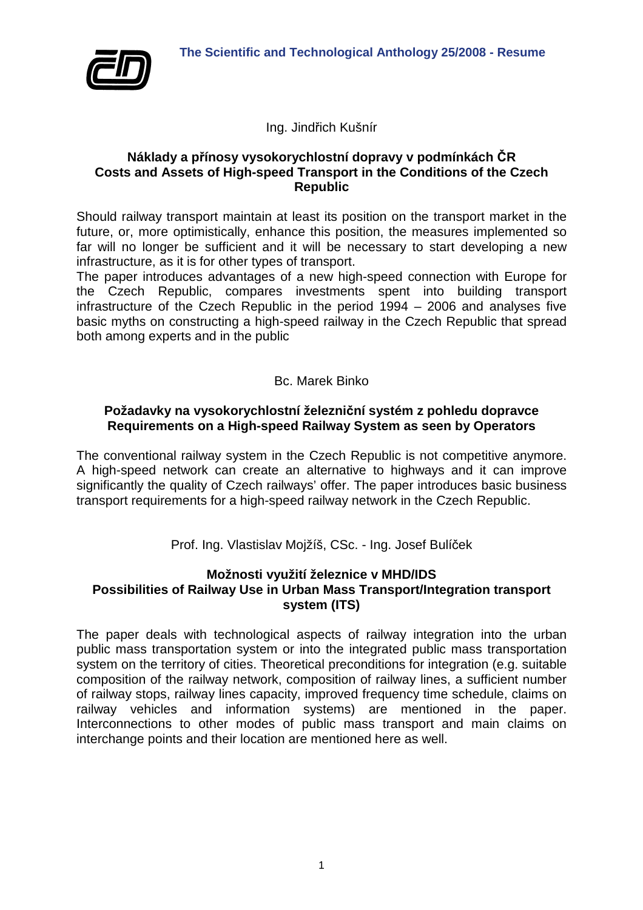Ing. Jindřich Kušnír

## Náklady a přínosy vysokorychlostní dopravy v podmínkách ČR
## Costs and Assets of High-speed Transport in the Conditions of the Czech Republic

Should railway transport maintain at least its position on the transport market in the future, or, more optimistically, enhance this position, the measures implemented so far will no longer be sufficient and it will be necessary to start developing a new infrastructure, as it is for other types of transport.

The paper introduces advantages of a new high-speed connection with Europe for the Czech Republic, compares investments spent into building transport infrastructure of the Czech Republic in the period 1994 – 2006 and analyses five basic myths on constructing a high-speed railway in the Czech Republic that spread both among experts and in the public

Bc. Marek Binko

## Požadavky na vysokorychlostní železniční systém z pohledu dopravce
## Requirements on a High-speed Railway System as seen by Operators

The conventional railway system in the Czech Republic is not competitive anymore. A high-speed network can create an alternative to highways and it can improve significantly the quality of Czech railways' offer. The paper introduces basic business transport requirements for a high-speed railway network in the Czech Republic.

Prof. Ing. Vlastislav Mojžíš, CSc. - Ing. Josef Bulíček

## Možnosti využití železnice v MHD/IDS
## Possibilities of Railway Use in Urban Mass Transport/Integration transport system (ITS)

The paper deals with technological aspects of railway integration into the urban public mass transportation system or into the integrated public mass transportation system on the territory of cities. Theoretical preconditions for integration (e.g. suitable composition of the railway network, composition of railway lines, a sufficient number of railway stops, railway lines capacity, improved frequency time schedule, claims on railway vehicles and information systems) are mentioned in the paper. Interconnections to other modes of public mass transport and main claims on interchange points and their location are mentioned here as well.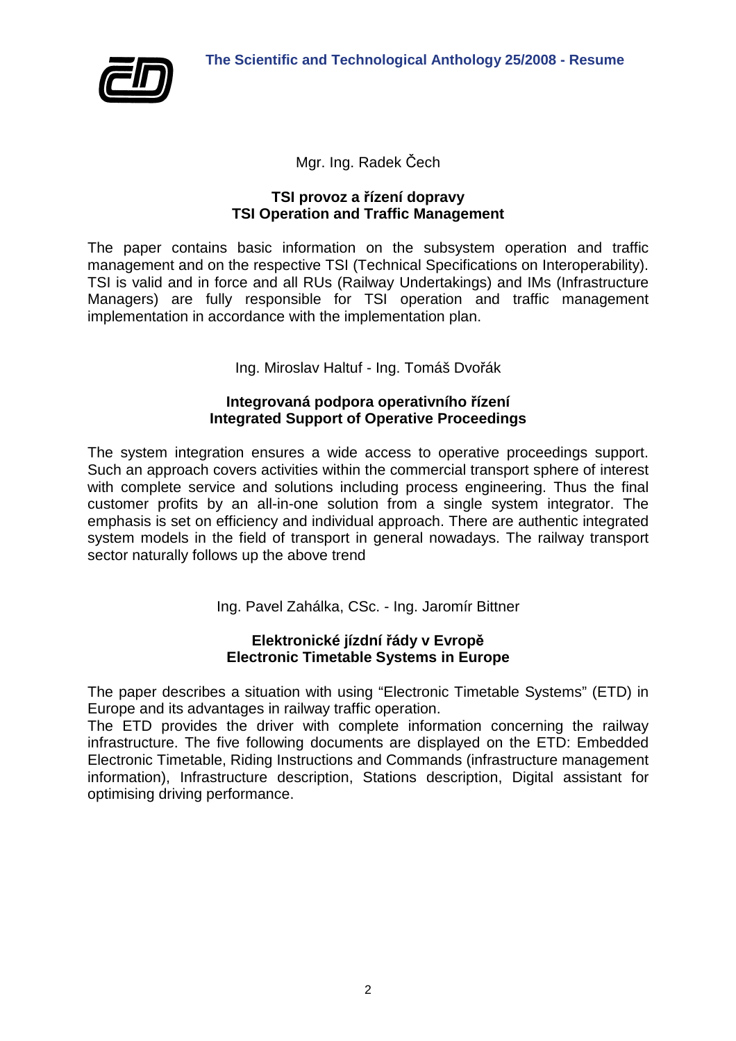Mgr. Ing. Radek Čech

## TSI provoz a řízení dopravy
## TSI Operation and Traffic Management

The paper contains basic information on the subsystem operation and traffic management and on the respective TSI (Technical Specifications on Interoperability). TSI is valid and in force and all RUs (Railway Undertakings) and IMs (Infrastructure Managers) are fully responsible for TSI operation and traffic management implementation in accordance with the implementation plan.

Ing. Miroslav Haltuf - Ing. Tomáš Dvořák

## Integrovaná podpora operativního řízení
## Integrated Support of Operative Proceedings

The system integration ensures a wide access to operative proceedings support. Such an approach covers activities within the commercial transport sphere of interest with complete service and solutions including process engineering. Thus the final customer profits by an all-in-one solution from a single system integrator. The emphasis is set on efficiency and individual approach. There are authentic integrated system models in the field of transport in general nowadays. The railway transport sector naturally follows up the above trend

Ing. Pavel Zahálka, CSc. - Ing. Jaromír Bittner

## Elektronické jízdní řády v Evropě
## Electronic Timetable Systems in Europe

The paper describes a situation with using "Electronic Timetable Systems" (ETD) in Europe and its advantages in railway traffic operation.
The ETD provides the driver with complete information concerning the railway infrastructure. The five following documents are displayed on the ETD: Embedded Electronic Timetable, Riding Instructions and Commands (infrastructure management information), Infrastructure description, Stations description, Digital assistant for optimising driving performance.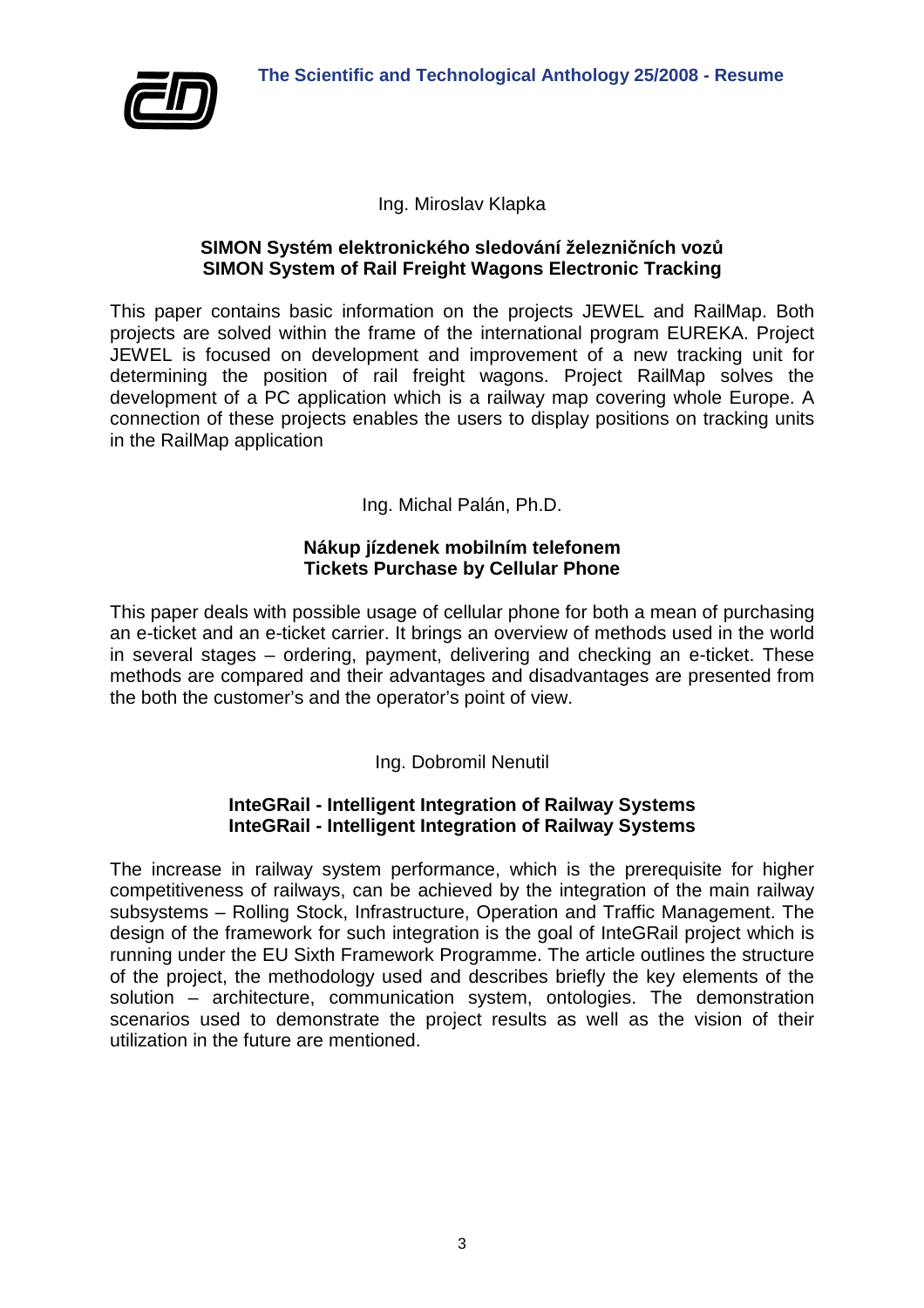Ing. Miroslav Klapka

**SIMON Systém elektronického sledování železničních vozů**
**SIMON System of Rail Freight Wagons Electronic Tracking**

This paper contains basic information on the projects JEWEL and RailMap. Both projects are solved within the frame of the international program EUREKA. Project JEWEL is focused on development and improvement of a new tracking unit for determining the position of rail freight wagons. Project RailMap solves the development of a PC application which is a railway map covering whole Europe. A connection of these projects enables the users to display positions on tracking units in the RailMap application

Ing. Michal Palán, Ph.D.

**Nákup jízdenek mobilním telefonem**
**Tickets Purchase by Cellular Phone**

This paper deals with possible usage of cellular phone for both a mean of purchasing an e-ticket and an e-ticket carrier. It brings an overview of methods used in the world in several stages – ordering, payment, delivering and checking an e-ticket. These methods are compared and their advantages and disadvantages are presented from the both the customer's and the operator's point of view.

Ing. Dobromil Nenutil

**InteGRail - Intelligent Integration of Railway Systems**
**InteGRail - Intelligent Integration of Railway Systems**

The increase in railway system performance, which is the prerequisite for higher competitiveness of railways, can be achieved by the integration of the main railway subsystems – Rolling Stock, Infrastructure, Operation and Traffic Management. The design of the framework for such integration is the goal of InteGRail project which is running under the EU Sixth Framework Programme. The article outlines the structure of the project, the methodology used and describes briefly the key elements of the solution – architecture, communication system, ontologies. The demonstration scenarios used to demonstrate the project results as well as the vision of their utilization in the future are mentioned.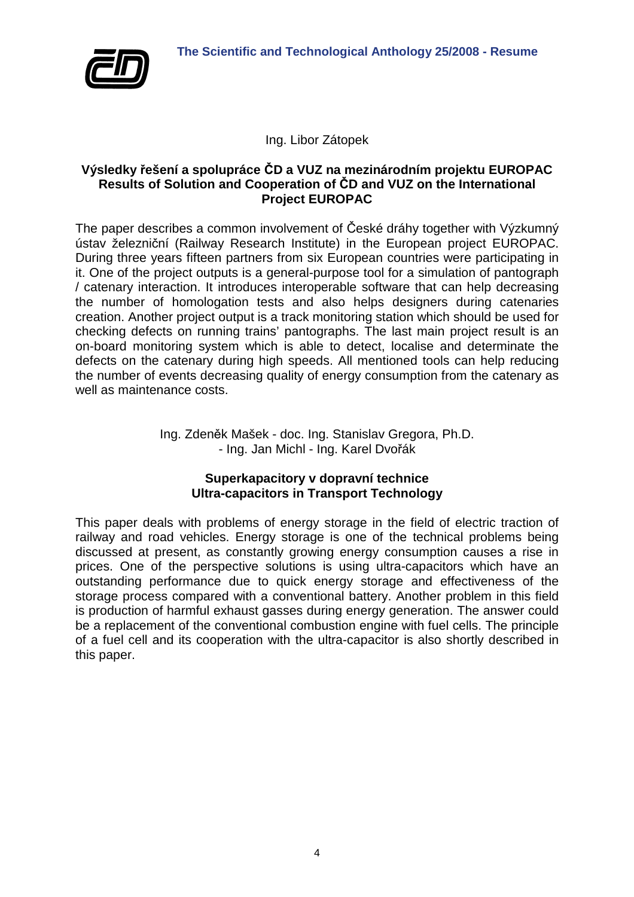Ing. Libor Zátopek

**Výsledky řešení a spolupráce ČD a VUZ na mezinárodním projektu EUROPAC**
**Results of Solution and Cooperation of ČD and VUZ on the International Project EUROPAC**

The paper describes a common involvement of České dráhy together with Výzkumný ústav železniční (Railway Research Institute) in the European project EUROPAC. During three years fifteen partners from six European countries were participating in it. One of the project outputs is a general-purpose tool for a simulation of pantograph / catenary interaction. It introduces interoperable software that can help decreasing the number of homologation tests and also helps designers during catenaries creation. Another project output is a track monitoring station which should be used for checking defects on running trains' pantographs. The last main project result is an on-board monitoring system which is able to detect, localise and determinate the defects on the catenary during high speeds. All mentioned tools can help reducing the number of events decreasing quality of energy consumption from the catenary as well as maintenance costs.

Ing. Zdeněk Mašek - doc. Ing. Stanislav Gregora, Ph.D. - Ing. Jan Michl - Ing. Karel Dvořák

**Superkapacitory v dopravní technice**
**Ultra-capacitors in Transport Technology**

This paper deals with problems of energy storage in the field of electric traction of railway and road vehicles. Energy storage is one of the technical problems being discussed at present, as constantly growing energy consumption causes a rise in prices. One of the perspective solutions is using ultra-capacitors which have an outstanding performance due to quick energy storage and effectiveness of the storage process compared with a conventional battery. Another problem in this field is production of harmful exhaust gasses during energy generation. The answer could be a replacement of the conventional combustion engine with fuel cells. The principle of a fuel cell and its cooperation with the ultra-capacitor is also shortly described in this paper.